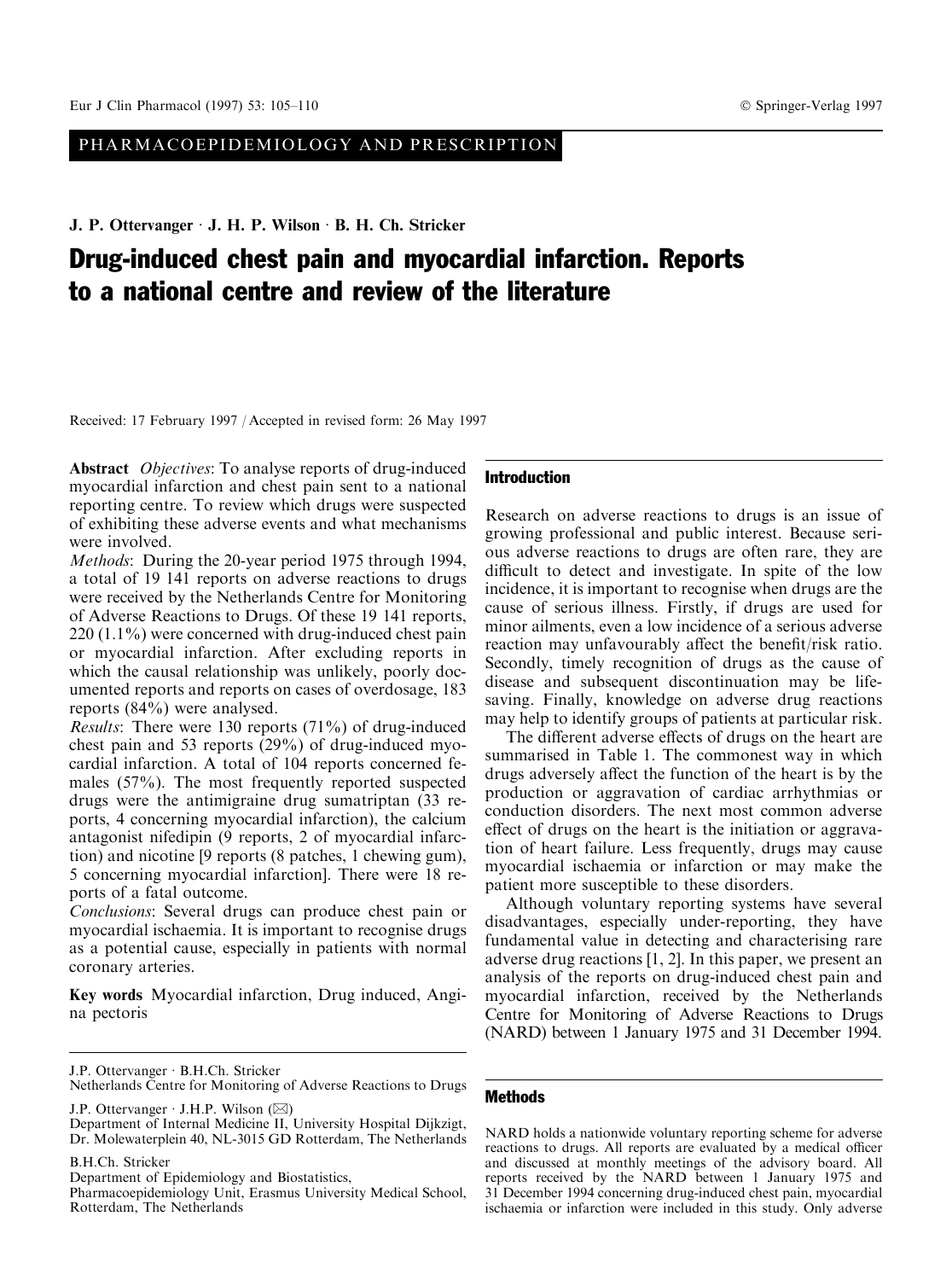PHARMACOEPIDEMIOLOGY AND PRESCRIPTION

**J. P. Ottervanger · J. H. P. Wilson · B. H. Ch. Stricker**

# Drug-induced chest pain and myocardial infarction. Reports to a national centre and review of the literature

Received: 17 February 1997 / Accepted in revised form: 26 May 1997

**Abstract** *Objectives*: To analyse reports of drug-induced myocardial infarction and chest pain sent to a national reporting centre. To review which drugs were suspected of exhibiting these adverse events and what mechanisms were involved.

*Methods*: During the 20-year period 1975 through 1994, a total of 19 141 reports on adverse reactions to drugs were received by the Netherlands Centre for Monitoring of Adverse Reactions to Drugs. Of these 19 141 reports, 220 (1.1%) were concerned with drug-induced chest pain or myocardial infarction. After excluding reports in which the causal relationship was unlikely, poorly documented reports and reports on cases of overdosage, 183 reports (84%) were analysed.

*Results*: There were 130 reports (71%) of drug-induced chest pain and 53 reports (29%) of drug-induced myocardial infarction. A total of 104 reports concerned females (57%). The most frequently reported suspected drugs were the antimigraine drug sumatriptan (33 reports, 4 concerning myocardial infarction), the calcium antagonist nifedipin (9 reports, 2 of myocardial infarction) and nicotine [9 reports (8 patches, 1 chewing gum), 5 concerning myocardial infarction]. There were 18 reports of a fatal outcome.

*Conclusions*: Several drugs can produce chest pain or myocardial ischaemia. It is important to recognise drugs as a potential cause, especially in patients with normal coronary arteries.

**Key words** Myocardial infarction, Drug induced, Angina pectoris

J.P. Ottervanger · B.H.Ch. Stricker
Netherlands Centre for Monitoring of Adverse Reactions to Drugs

J.P. Ottervanger · J.H.P. Wilson (✉)
Department of Internal Medicine II, University Hospital Dijkzigt, Dr. Molewaterplein 40, NL-3015 GD Rotterdam, The Netherlands

B.H.Ch. Stricker
Department of Epidemiology and Biostatistics, Pharmacoepidemiology Unit, Erasmus University Medical School, Rotterdam, The Netherlands

## Introduction

Research on adverse reactions to drugs is an issue of growing professional and public interest. Because serious adverse reactions to drugs are often rare, they are difficult to detect and investigate. In spite of the low incidence, it is important to recognise when drugs are the cause of serious illness. Firstly, if drugs are used for minor ailments, even a low incidence of a serious adverse reaction may unfavourably affect the benefit/risk ratio. Secondly, timely recognition of drugs as the cause of disease and subsequent discontinuation may be life-saving. Finally, knowledge on adverse drug reactions may help to identify groups of patients at particular risk.

The different adverse effects of drugs on the heart are summarised in Table 1. The commonest way in which drugs adversely affect the function of the heart is by the production or aggravation of cardiac arrhythmias or conduction disorders. The next most common adverse effect of drugs on the heart is the initiation or aggravation of heart failure. Less frequently, drugs may cause myocardial ischaemia or infarction or may make the patient more susceptible to these disorders.

Although voluntary reporting systems have several disadvantages, especially under-reporting, they have fundamental value in detecting and characterising rare adverse drug reactions [1, 2]. In this paper, we present an analysis of the reports on drug-induced chest pain and myocardial infarction, received by the Netherlands Centre for Monitoring of Adverse Reactions to Drugs (NARD) between 1 January 1975 and 31 December 1994.

## Methods

NARD holds a nationwide voluntary reporting scheme for adverse reactions to drugs. All reports are evaluated by a medical officer and discussed at monthly meetings of the advisory board. All reports received by the NARD between 1 January 1975 and 31 December 1994 concerning drug-induced chest pain, myocardial ischaemia or infarction were included in this study. Only adverse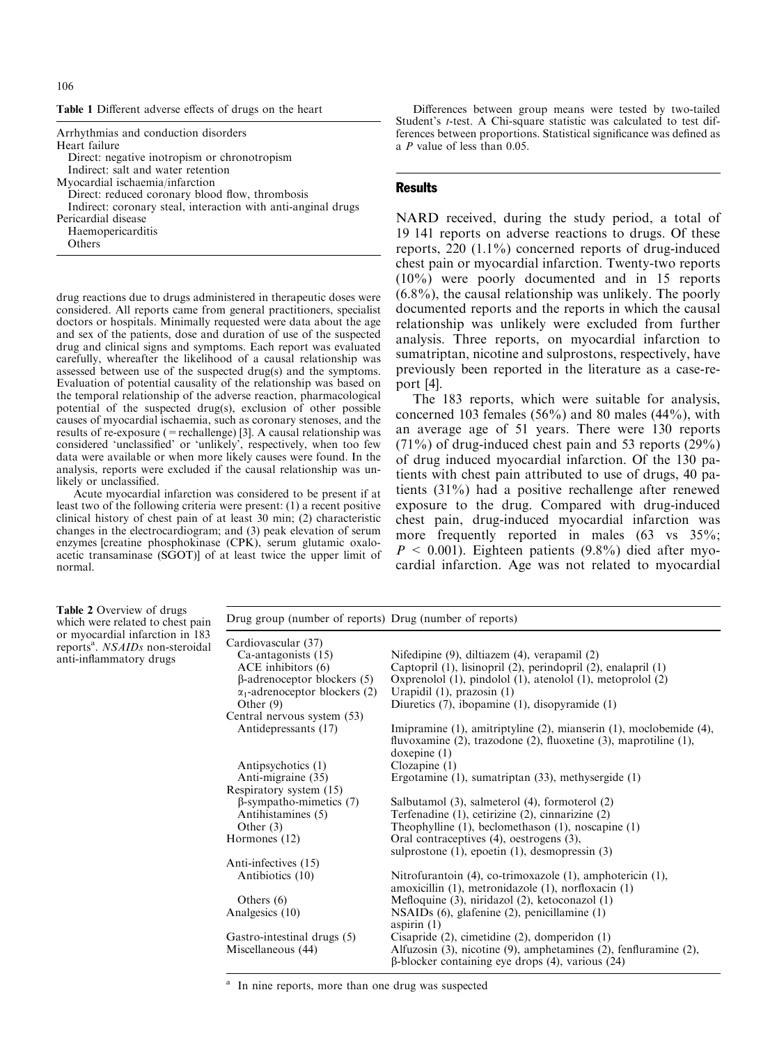**Table 1** Different adverse effects of drugs on the heart

| |
|---|
| Arrhythmias and conduction disorders |
| Heart failure |
| Direct: negative inotropism or chronotropism |
| Indirect: salt and water retention |
| Myocardial ischaemia/infarction |
| Direct: reduced coronary blood flow, thrombosis |
| Indirect: coronary steal, interaction with anti-anginal drugs |
| Pericardial disease |
| Haemopericarditis |
| Others |

drug reactions due to drugs administered in therapeutic doses were considered. All reports came from general practitioners, specialist doctors or hospitals. Minimally requested were data about the age and sex of the patients, dose and duration of use of the suspected drug and clinical signs and symptoms. Each report was evaluated carefully, whereafter the likelihood of a causal relationship was assessed between use of the suspected drug(s) and the symptoms. Evaluation of potential causality of the relationship was based on the temporal relationship of the adverse reaction, pharmacological potential of the suspected drug(s), exclusion of other possible causes of myocardial ischaemia, such as coronary stenoses, and the results of re-exposure (= rechallenge) [3]. A causal relationship was considered 'unclassified' or 'unlikely', respectively, when too few data were available or when more likely causes were found. In the analysis, reports were excluded if the causal relationship was unlikely or unclassified.

Acute myocardial infarction was considered to be present if at least two of the following criteria were present: (1) a recent positive clinical history of chest pain of at least 30 min; (2) characteristic changes in the electrocardiogram; and (3) peak elevation of serum enzymes [creatine phosphokinase (CPK), serum glutamic oxaloacetic transaminase (SGOT)] of at least twice the upper limit of normal.

Differences between group means were tested by two-tailed Student's *t*-test. A Chi-square statistic was calculated to test differences between proportions. Statistical significance was defined as a *P* value of less than 0.05.

## Results

NARD received, during the study period, a total of 19 141 reports on adverse reactions to drugs. Of these reports, 220 (1.1%) concerned reports of drug-induced chest pain or myocardial infarction. Twenty-two reports (10%) were poorly documented and in 15 reports (6.8%), the causal relationship was unlikely. The poorly documented reports and the reports in which the causal relationship was unlikely were excluded from further analysis. Three reports, on myocardial infarction to sumatriptan, nicotine and sulprostons, respectively, have previously been reported in the literature as a case-report [4].

The 183 reports, which were suitable for analysis, concerned 103 females (56%) and 80 males (44%), with an average age of 51 years. There were 130 reports (71%) of drug-induced chest pain and 53 reports (29%) of drug induced myocardial infarction. Of the 130 patients with chest pain attributed to use of drugs, 40 patients (31%) had a positive rechallenge after renewed exposure to the drug. Compared with drug-induced chest pain, drug-induced myocardial infarction was more frequently reported in males (63 vs 35%; $P < 0.001$). Eighteen patients (9.8%) died after myocardial infarction. Age was not related to myocardial

**Table 2** Overview of drugs which were related to chest pain or myocardial infarction in 183 reports[a]. *NSAIDs* non-steroidal anti-inflammatory drugs

| Drug group (number of reports) | Drug (number of reports) |
|---|---|
| Cardiovascular (37) | |
| Ca-antagonists (15) | Nifedipine (9), diltiazem (4), verapamil (2) |
| ACE inhibitors (6) | Captopril (1), lisinopril (2), perindopril (2), enalapril (1) |
| β-adrenoceptor blockers (5) | Oxprenolol (1), pindolol (1), atenolol (1), metoprolol (2) |
| $\alpha_1$-adrenoceptor blockers (2) | Urapidil (1), prazosin (1) |
| Other (9) | Diuretics (7), ibopamine (1), disopyramide (1) |
| Central nervous system (53) | |
| Antidepressants (17) | Imipramine (1), amitriptyline (2), mianserin (1), moclobemide (4), fluvoxamine (2), trazodone (2), fluoxetine (3), maprotiline (1), doxepine (1) |
| Antipsychotics (1) | Clozapine (1) |
| Anti-migraine (35) | Ergotamine (1), sumatriptan (33), methysergide (1) |
| Respiratory system (15) | |
| β-sympatho-mimetics (7) | Salbutamol (3), salmeterol (4), formoterol (2) |
| Antihistamines (5) | Terfenadine (1), cetirizine (2), cinnarizine (2) |
| Other (3) | Theophylline (1), beclomethason (1), noscapine (1) |
| Hormones (12) | Oral contraceptives (4), oestrogens (3), sulprostone (1), epoetin (1), desmopressin (3) |
| Anti-infectives (15) | |
| Antibiotics (10) | Nitrofurantoin (4), co-trimoxazole (1), amphotericin (1), amoxicillin (1), metronidazole (1), norfloxacin (1) |
| Others (6) | Mefloquine (3), niridazol (2), ketoconazol (1) |
| Analgesics (10) | NSAIDs (6), glafenine (2), penicillamine (1) aspirin (1) |
| Gastro-intestinal drugs (5) | Cisapride (2), cimetidine (2), domperidon (1) |
| Miscellaneous (44) | Alfuzosin (3), nicotine (9), amphetamines (2), fenfluramine (2), β-blocker containing eye drops (4), various (24) |

[a] In nine reports, more than one drug was suspected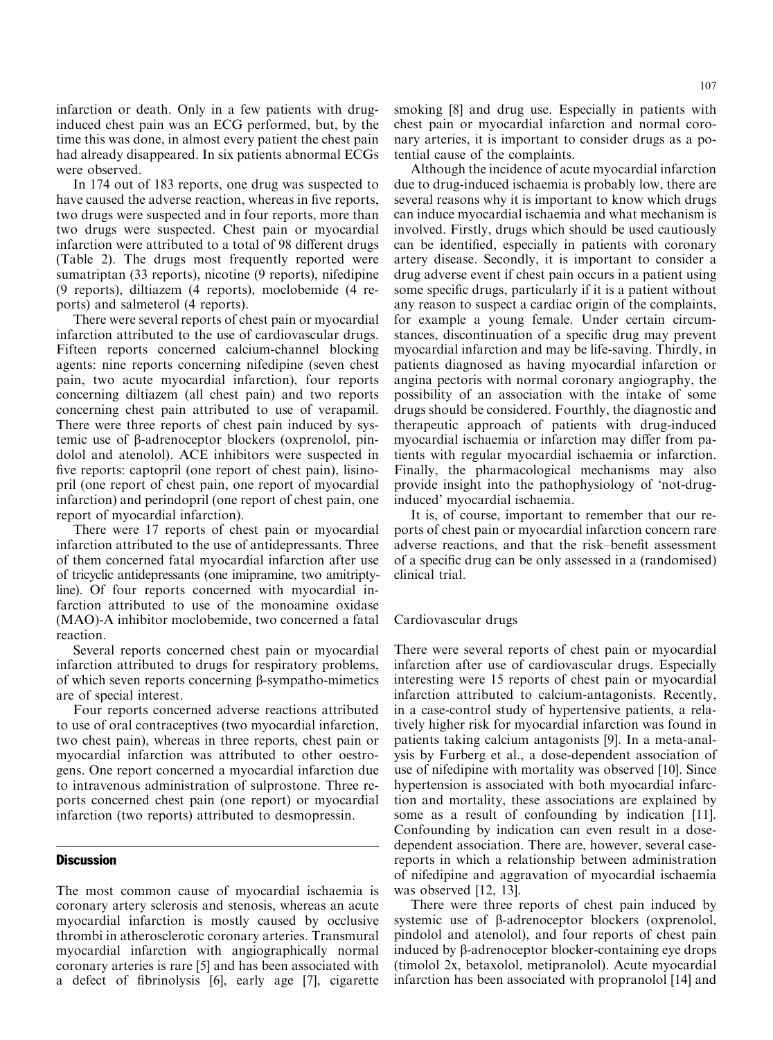infarction or death. Only in a few patients with drug-induced chest pain was an ECG performed, but, by the time this was done, in almost every patient the chest pain had already disappeared. In six patients abnormal ECGs were observed.

In 174 out of 183 reports, one drug was suspected to have caused the adverse reaction, whereas in five reports, two drugs were suspected and in four reports, more than two drugs were suspected. Chest pain or myocardial infarction were attributed to a total of 98 different drugs (Table 2). The drugs most frequently reported were sumatriptan (33 reports), nicotine (9 reports), nifedipine (9 reports), diltiazem (4 reports), moclobemide (4 reports) and salmeterol (4 reports).

There were several reports of chest pain or myocardial infarction attributed to the use of cardiovascular drugs. Fifteen reports concerned calcium-channel blocking agents: nine reports concerning nifedipine (seven chest pain, two acute myocardial infarction), four reports concerning diltiazem (all chest pain) and two reports concerning chest pain attributed to use of verapamil. There were three reports of chest pain induced by systemic use of β-adrenoceptor blockers (oxprenolol, pindolol and atenolol). ACE inhibitors were suspected in five reports: captopril (one report of chest pain), lisinopril (one report of chest pain, one report of myocardial infarction) and perindopril (one report of chest pain, one report of myocardial infarction).

There were 17 reports of chest pain or myocardial infarction attributed to the use of antidepressants. Three of them concerned fatal myocardial infarction after use of tricyclic antidepressants (one imipramine, two amitriptyline). Of four reports concerned with myocardial infarction attributed to use of the monoamine oxidase (MAO)-A inhibitor moclobemide, two concerned a fatal reaction.

Several reports concerned chest pain or myocardial infarction attributed to drugs for respiratory problems, of which seven reports concerning β-sympatho-mimetics are of special interest.

Four reports concerned adverse reactions attributed to use of oral contraceptives (two myocardial infarction, two chest pain), whereas in three reports, chest pain or myocardial infarction was attributed to other oestrogens. One report concerned a myocardial infarction due to intravenous administration of sulprostone. Three reports concerned chest pain (one report) or myocardial infarction (two reports) attributed to desmopressin.

## Discussion

The most common cause of myocardial ischaemia is coronary artery sclerosis and stenosis, whereas an acute myocardial infarction is mostly caused by occlusive thrombi in atherosclerotic coronary arteries. Transmural myocardial infarction with angiographically normal coronary arteries is rare [5] and has been associated with a defect of fibrinolysis [6], early age [7], cigarette smoking [8] and drug use. Especially in patients with chest pain or myocardial infarction and normal coronary arteries, it is important to consider drugs as a potential cause of the complaints.

Although the incidence of acute myocardial infarction due to drug-induced ischaemia is probably low, there are several reasons why it is important to know which drugs can induce myocardial ischaemia and what mechanism is involved. Firstly, drugs which should be used cautiously can be identified, especially in patients with coronary artery disease. Secondly, it is important to consider a drug adverse event if chest pain occurs in a patient using some specific drugs, particularly if it is a patient without any reason to suspect a cardiac origin of the complaints, for example a young female. Under certain circumstances, discontinuation of a specific drug may prevent myocardial infarction and may be life-saving. Thirdly, in patients diagnosed as having myocardial infarction or angina pectoris with normal coronary angiography, the possibility of an association with the intake of some drugs should be considered. Fourthly, the diagnostic and therapeutic approach of patients with drug-induced myocardial ischaemia or infarction may differ from patients with regular myocardial ischaemia or infarction. Finally, the pharmacological mechanisms may also provide insight into the pathophysiology of 'not-drug-induced' myocardial ischaemia.

It is, of course, important to remember that our reports of chest pain or myocardial infarction concern rare adverse reactions, and that the risk–benefit assessment of a specific drug can be only assessed in a (randomised) clinical trial.

### Cardiovascular drugs

There were several reports of chest pain or myocardial infarction after use of cardiovascular drugs. Especially interesting were 15 reports of chest pain or myocardial infarction attributed to calcium-antagonists. Recently, in a case-control study of hypertensive patients, a relatively higher risk for myocardial infarction was found in patients taking calcium antagonists [9]. In a meta-analysis by Furberg et al., a dose-dependent association of use of nifedipine with mortality was observed [10]. Since hypertension is associated with both myocardial infarction and mortality, these associations are explained by some as a result of confounding by indication [11]. Confounding by indication can even result in a dose-dependent association. There are, however, several case-reports in which a relationship between administration of nifedipine and aggravation of myocardial ischaemia was observed [12, 13].

There were three reports of chest pain induced by systemic use of β-adrenoceptor blockers (oxprenolol, pindolol and atenolol), and four reports of chest pain induced by β-adrenoceptor blocker-containing eye drops (timolol 2x, betaxolol, metipranolol). Acute myocardial infarction has been associated with propranolol [14] and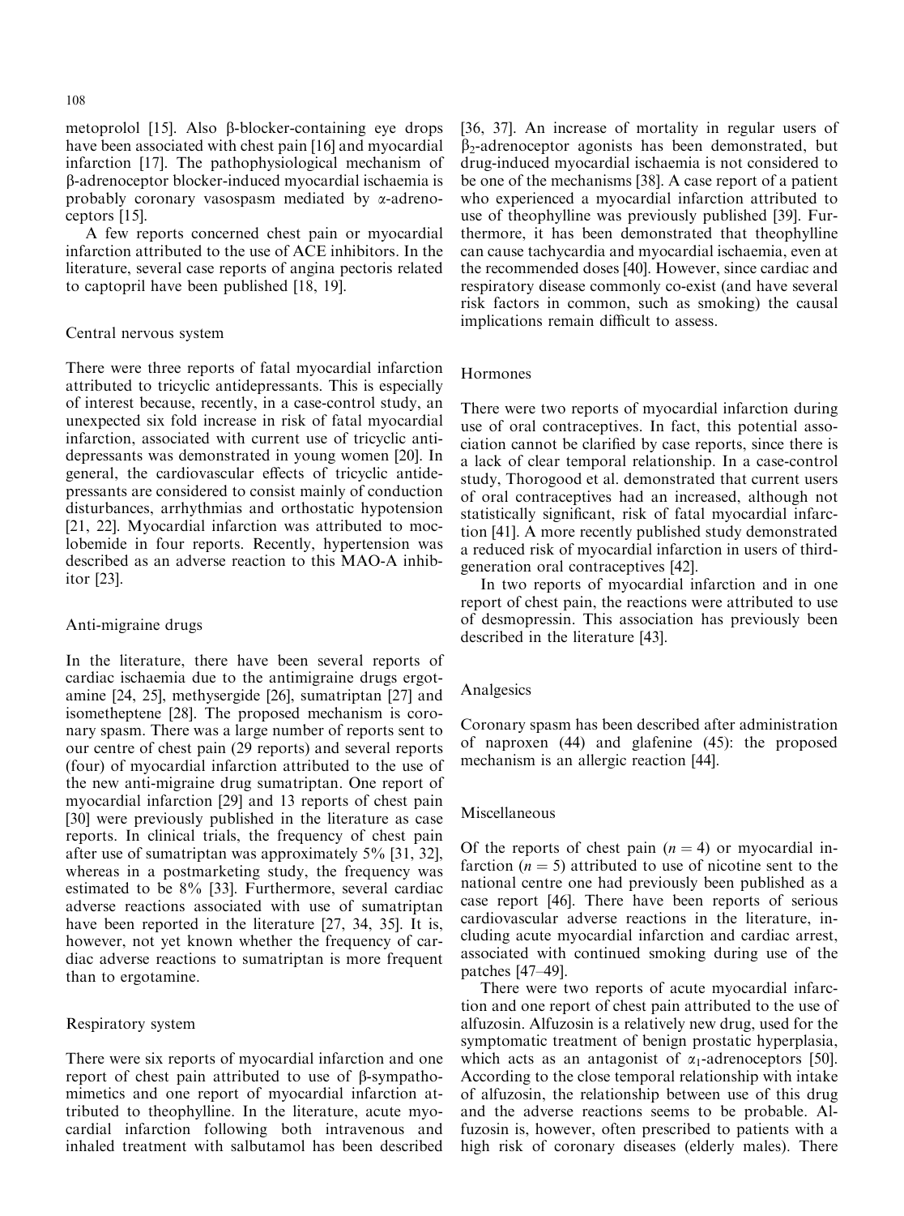metoprolol [15]. Also β-blocker-containing eye drops have been associated with chest pain [16] and myocardial infarction [17]. The pathophysiological mechanism of β-adrenoceptor blocker-induced myocardial ischaemia is probably coronary vasospasm mediated by α-adrenoceptors [15].

A few reports concerned chest pain or myocardial infarction attributed to the use of ACE inhibitors. In the literature, several case reports of angina pectoris related to captopril have been published [18, 19].

### Central nervous system

There were three reports of fatal myocardial infarction attributed to tricyclic antidepressants. This is especially of interest because, recently, in a case-control study, an unexpected six fold increase in risk of fatal myocardial infarction, associated with current use of tricyclic antidepressants was demonstrated in young women [20]. In general, the cardiovascular effects of tricyclic antidepressants are considered to consist mainly of conduction disturbances, arrhythmias and orthostatic hypotension [21, 22]. Myocardial infarction was attributed to moclobemide in four reports. Recently, hypertension was described as an adverse reaction to this MAO-A inhibitor [23].

### Anti-migraine drugs

In the literature, there have been several reports of cardiac ischaemia due to the antimigraine drugs ergotamine [24, 25], methysergide [26], sumatriptan [27] and isometheptene [28]. The proposed mechanism is coronary spasm. There was a large number of reports sent to our centre of chest pain (29 reports) and several reports (four) of myocardial infarction attributed to the use of the new anti-migraine drug sumatriptan. One report of myocardial infarction [29] and 13 reports of chest pain [30] were previously published in the literature as case reports. In clinical trials, the frequency of chest pain after use of sumatriptan was approximately 5% [31, 32], whereas in a postmarketing study, the frequency was estimated to be 8% [33]. Furthermore, several cardiac adverse reactions associated with use of sumatriptan have been reported in the literature [27, 34, 35]. It is, however, not yet known whether the frequency of cardiac adverse reactions to sumatriptan is more frequent than to ergotamine.

### Respiratory system

There were six reports of myocardial infarction and one report of chest pain attributed to use of β-sympathomimetics and one report of myocardial infarction attributed to theophylline. In the literature, acute myocardial infarction following both intravenous and inhaled treatment with salbutamol has been described [36, 37]. An increase of mortality in regular users of $\beta_2$-adrenoceptor agonists has been demonstrated, but drug-induced myocardial ischaemia is not considered to be one of the mechanisms [38]. A case report of a patient who experienced a myocardial infarction attributed to use of theophylline was previously published [39]. Furthermore, it has been demonstrated that theophylline can cause tachycardia and myocardial ischaemia, even at the recommended doses [40]. However, since cardiac and respiratory disease commonly co-exist (and have several risk factors in common, such as smoking) the causal implications remain difficult to assess.

### Hormones

There were two reports of myocardial infarction during use of oral contraceptives. In fact, this potential association cannot be clarified by case reports, since there is a lack of clear temporal relationship. In a case-control study, Thorogood et al. demonstrated that current users of oral contraceptives had an increased, although not statistically significant, risk of fatal myocardial infarction [41]. A more recently published study demonstrated a reduced risk of myocardial infarction in users of third-generation oral contraceptives [42].

In two reports of myocardial infarction and in one report of chest pain, the reactions were attributed to use of desmopressin. This association has previously been described in the literature [43].

### Analgesics

Coronary spasm has been described after administration of naproxen (44) and glafenine (45): the proposed mechanism is an allergic reaction [44].

### Miscellaneous

Of the reports of chest pain ($n = 4$) or myocardial infarction ($n = 5$) attributed to use of nicotine sent to the national centre one had previously been published as a case report [46]. There have been reports of serious cardiovascular adverse reactions in the literature, including acute myocardial infarction and cardiac arrest, associated with continued smoking during use of the patches [47–49].

There were two reports of acute myocardial infarction and one report of chest pain attributed to the use of alfuzosin. Alfuzosin is a relatively new drug, used for the symptomatic treatment of benign prostatic hyperplasia, which acts as an antagonist of $\alpha_1$-adrenoceptors [50]. According to the close temporal relationship with intake of alfuzosin, the relationship between use of this drug and the adverse reactions seems to be probable. Alfuzosin is, however, often prescribed to patients with a high risk of coronary diseases (elderly males). There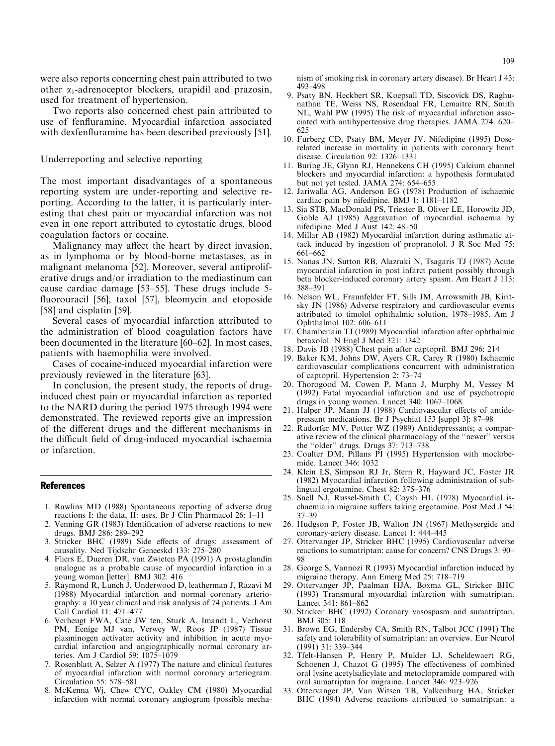were also reports concerning chest pain attributed to two other $\alpha_1$-adrenoceptor blockers, urapidil and prazosin, used for treatment of hypertension.

Two reports also concerned chest pain attributed to use of fenfluramine. Myocardial infarction associated with dexfenfluramine has been described previously [51].

### Underreporting and selective reporting

The most important disadvantages of a spontaneous reporting system are under-reporting and selective reporting. According to the latter, it is particularly interesting that chest pain or myocardial infarction was not even in one report attributed to cytostatic drugs, blood coagulation factors or cocaine.

Malignancy may affect the heart by direct invasion, as in lymphoma or by blood-borne metastases, as in malignant melanoma [52]. Moreover, several antiproliferative drugs and/or irradiation to the mediastinum can cause cardiac damage [53–55]. These drugs include 5-fluorouracil [56], taxol [57], bleomycin and etoposide [58] and cisplatin [59].

Several cases of myocardial infarction attributed to the administration of blood coagulation factors have been documented in the literature [60–62]. In most cases, patients with haemophilia were involved.

Cases of cocaine-induced myocardial infarction were previously reviewed in the literature [63].

In conclusion, the present study, the reports of drug-induced chest pain or myocardial infarction as reported to the NARD during the period 1975 through 1994 were demonstrated. The reviewed reports give an impression of the different drugs and the different mechanisms in the difficult field of drug-induced myocardial ischaemia or infarction.

## References

1. Rawlins MD (1988) Spontaneous reporting of adverse drug reactions I: the data, II: uses. Br J Clin Pharmacol 26: 1–11
2. Venning GR (1983) Identification of adverse reactions to new drugs. BMJ 286: 289–292
3. Stricker BHC (1989) Side effects of drugs: assessment of causality. Ned Tijdschr Geneeskd 133: 275–280
4. Fliers E, Dueren DR, van Zwieten PA (1991) A prostaglandin analogue as a probable cause of myocardial infarction in a young woman [letter]. BMJ 302: 416
5. Raymond R, Lunch J, Underwood D, leatherman J, Razavi M (1988) Myocardial infarction and normal coronary arteriography: a 10 year clinical and risk analysis of 74 patients. J Am Coll Cardiol 11: 471–477
6. Verheugt FWA, Cate JW ten, Sturk A, Imandt L, Verhorst PM, Eenige MJ van, Verwey W, Roos JP (1987) Tissue plasminogen activator activity and inhibition in acute myocardial infarction and angiographically normal coronary arteries. Am J Cardiol 59: 1075–1079
7. Rosenblatt A, Selzer A (1977) The nature and clinical features of myocardial infarction with normal coronary arteriogram. Circulation 55: 578–581
8. McKenna Wj, Chew CYC, Oakley CM (1980) Myocardial infarction with normal coronary angiogram (possible mechanism of smoking risk in coronary artery disease). Br Heart J 43: 493–498
9. Psaty BN, Heckbert SR, Koepsall TD, Siscovick DS, Raghunathan TE, Weiss NS, Rosendaal FR, Lemaitre RN, Smith NL, Wahl PW (1995) The risk of myocardial infarction associated with antihypertensive drug therapies. JAMA 274: 620–625
10. Furberg CD, Psaty BM, Meyer JV. Nifedipine (1995) Dose-related increase in mortality in patients with coronary heart disease. Circulation 92: 1326–1331
11. Buring JE, Glynn RJ, Hennekens CH (1995) Calcium channel blockers and myocardial infarction: a hypothesis formulated but not yet tested. JAMA 274: 654–655
12. Jariwalla AG, Anderson EG (1978) Production of ischaemic cardiac pain by nifedipine. BMJ 1: 1181–1182
13. Sia STB, MacDonald PS, Triester B, Oliver LE, Horowitz JD, Goble AJ (1985) Aggravation of myocardial ischaemia by nifedipine. Med J Aust 142: 48–50
14. Millar AB (1982) Myocardial infarction during asthmatic attack induced by ingestion of propranolol. J R Soc Med 75: 661–662
15. Nanas JN, Sutton RB, Alazraki N, Tsagaris TJ (1987) Acute myocardial infarction in post infarct patient possibly through beta blocker-induced coronary artery spasm. Am Heart J 113: 388–391
16. Nelson WL, Fraunfelder FT, Sills JM, Arrowsmith JB, Kiritsky JN (1986) Adverse respiratory and cardiovascular events attributed to timolol ophthalmic solution, 1978–1985. Am J Ophthalmol 102: 606–611
17. Chamberlain TJ (1989) Myocardial infarction after ophthalmic betaxolol. N Engl J Med 321: 1342
18. Davis JB (1988) Chest pain after captopril. BMJ 296: 214
19. Baker KM, Johns DW, Ayers CR, Carey R (1980) Ischaemic cardiovascular complications concurrent with administration of captopril. Hypertension 2: 73–74
20. Thorogood M, Cowen P, Mann J, Murphy M, Vessey M (1992) Fatal myocardial infarction and use of psychotropic drugs in young women. Lancet 340: 1067–1068
21. Halper JP, Mann JJ (1988) Cardiovascular effects of antidepressant medications. Br J Psychiat 153 [suppl 3]: 87–98
22. Rudorfer MV, Potter WZ (1989) Antidepressants; a comparative review of the clinical pharmacology of the "newer" versus the "older" drugs. Drugs 37: 713–738
23. Coulter DM, Pillans PI (1995) Hypertension with moclobemide. Lancet 346: 1032
24. Klein LS, Simpson RJ Jr, Stern R, Hayward JC, Foster JR (1982) Myocardial infarction following administration of sublingual ergotamine. Chest 82: 375–376
25. Snell NJ, Russell-Smith C, Coysh HL (1978) Myocardial ischaemia in migraine suffers taking ergotamine. Post Med J 54: 37–39
26. Hudgson P, Foster JB, Walton JN (1967) Methysergide and coronary-artery disease. Lancet 1: 444–445
27. Ottervanger JP, Stricker BHC (1995) Cardiovascular adverse reactions to sumatriptan: cause for concern? CNS Drugs 3: 90–98
28. George S, Vannozi R (1993) Myocardial infarction induced by migraine therapy. Ann Emerg Med 25: 718–719
29. Ottervanger JP, Paalman HJA, Boxma GL, Stricker BHC (1993) Transmural myocardial infarction with sumatriptan. Lancet 341: 861–862
30. Stricker BHC (1992) Coronary vasospasm and sumatriptan. BMJ 305: 118
31. Brown EG, Endersby CA, Smith RN, Talbot JCC (1991) The safety and tolerability of sumatriptan: an overview. Eur Neurol (1991) 31: 339–344
32. Tfelt-Hansen P, Henry P, Mulder LJ, Scheldewaert RG, Schoenen J, Chazot G (1995) The effectiveness of combined oral lysine acetylsalicylate and metoclopramide compared with oral sumatriptan for migraine. Lancet 346: 923–926
33. Ottervanger JP, Van Witsen TB, Valkenburg HA, Stricker BHC (1994) Adverse reactions attributed to sumatriptan: a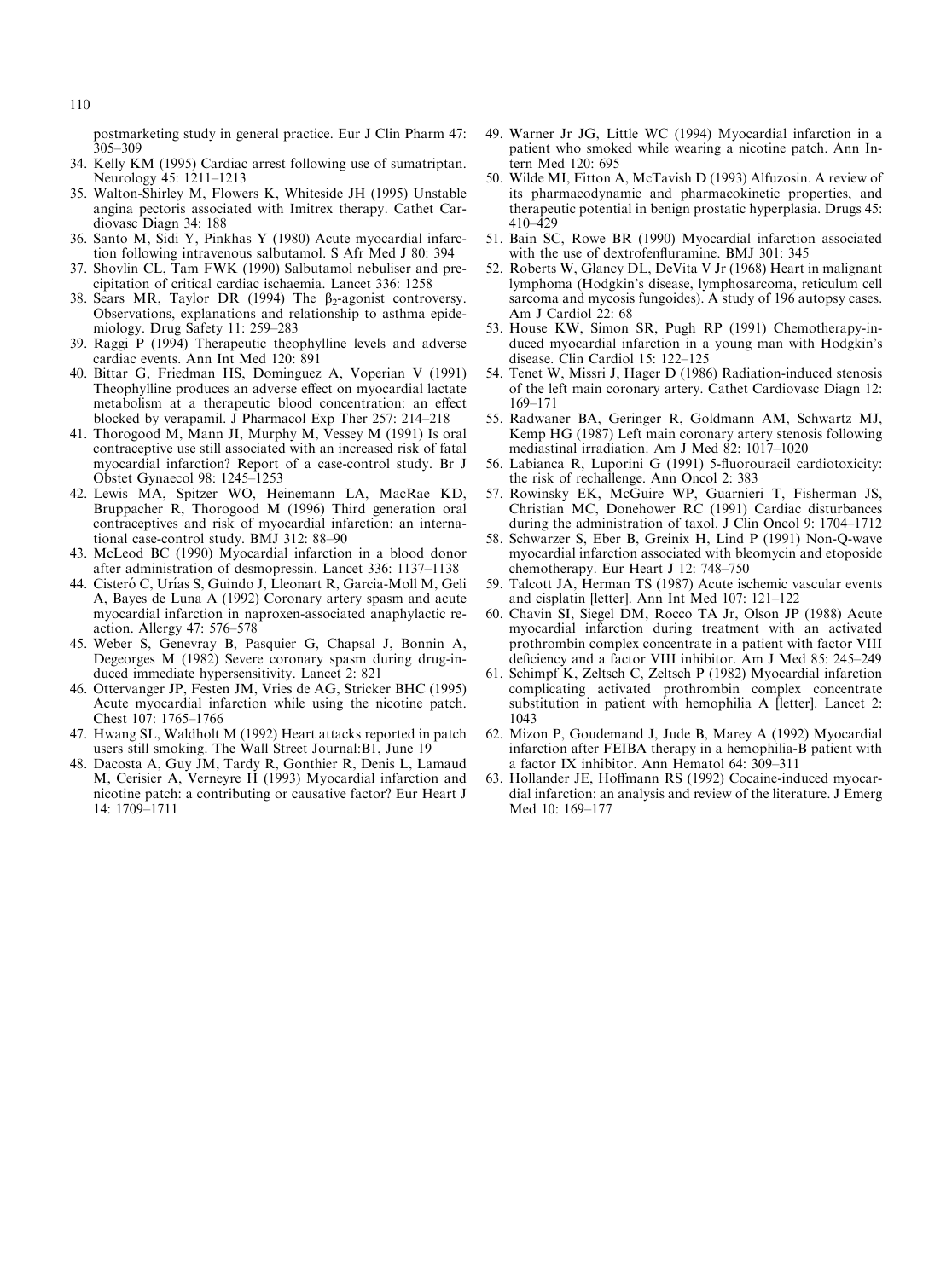postmarketing study in general practice. Eur J Clin Pharm 47: 305–309

34. Kelly KM (1995) Cardiac arrest following use of sumatriptan. Neurology 45: 1211–1213
35. Walton-Shirley M, Flowers K, Whiteside JH (1995) Unstable angina pectoris associated with Imitrex therapy. Cathet Cardiovasc Diagn 34: 188
36. Santo M, Sidi Y, Pinkhas Y (1980) Acute myocardial infarction following intravenous salbutamol. S Afr Med J 80: 394
37. Shovlin CL, Tam FWK (1990) Salbutamol nebuliser and precipitation of critical cardiac ischaemia. Lancet 336: 1258
38. Sears MR, Taylor DR (1994) The $\beta_2$-agonist controversy. Observations, explanations and relationship to asthma epidemiology. Drug Safety 11: 259–283
39. Raggi P (1994) Therapeutic theophylline levels and adverse cardiac events. Ann Int Med 120: 891
40. Bittar G, Friedman HS, Dominguez A, Voperian V (1991) Theophylline produces an adverse effect on myocardial lactate metabolism at a therapeutic blood concentration: an effect blocked by verapamil. J Pharmacol Exp Ther 257: 214–218
41. Thorogood M, Mann JI, Murphy M, Vessey M (1991) Is oral contraceptive use still associated with an increased risk of fatal myocardial infarction? Report of a case-control study. Br J Obstet Gynaecol 98: 1245–1253
42. Lewis MA, Spitzer WO, Heinemann LA, MacRae KD, Bruppacher R, Thorogood M (1996) Third generation oral contraceptives and risk of myocardial infarction: an international case-control study. BMJ 312: 88–90
43. McLeod BC (1990) Myocardial infarction in a blood donor after administration of desmopressin. Lancet 336: 1137–1138
44. Cisteró C, Urías S, Guindo J, Lleonart R, Garcia-Moll M, Geli A, Bayes de Luna A (1992) Coronary artery spasm and acute myocardial infarction in naproxen-associated anaphylactic reaction. Allergy 47: 576–578
45. Weber S, Genevray B, Pasquier G, Chapsal J, Bonnin A, Degeorges M (1982) Severe coronary spasm during drug-induced immediate hypersensitivity. Lancet 2: 821
46. Ottervanger JP, Festen JM, Vries de AG, Stricker BHC (1995) Acute myocardial infarction while using the nicotine patch. Chest 107: 1765–1766
47. Hwang SL, Waldholt M (1992) Heart attacks reported in patch users still smoking. The Wall Street Journal:B1, June 19
48. Dacosta A, Guy JM, Tardy R, Gonthier R, Denis L, Lamaud M, Cerisier A, Verneyre H (1993) Myocardial infarction and nicotine patch: a contributing or causative factor? Eur Heart J 14: 1709–1711
49. Warner Jr JG, Little WC (1994) Myocardial infarction in a patient who smoked while wearing a nicotine patch. Ann Intern Med 120: 695
50. Wilde MI, Fitton A, McTavish D (1993) Alfuzosin. A review of its pharmacodynamic and pharmacokinetic properties, and therapeutic potential in benign prostatic hyperplasia. Drugs 45: 410–429
51. Bain SC, Rowe BR (1990) Myocardial infarction associated with the use of dextrofenfluramine. BMJ 301: 345
52. Roberts W, Glancy DL, DeVita V Jr (1968) Heart in malignant lymphoma (Hodgkin's disease, lymphosarcoma, reticulum cell sarcoma and mycosis fungoides). A study of 196 autopsy cases. Am J Cardiol 22: 68
53. House KW, Simon SR, Pugh RP (1991) Chemotherapy-induced myocardial infarction in a young man with Hodgkin's disease. Clin Cardiol 15: 122–125
54. Tenet W, Missri J, Hager D (1986) Radiation-induced stenosis of the left main coronary artery. Cathet Cardiovasc Diagn 12: 169–171
55. Radwaner BA, Geringer R, Goldmann AM, Schwartz MJ, Kemp HG (1987) Left main coronary artery stenosis following mediastinal irradiation. Am J Med 82: 1017–1020
56. Labianca R, Luporini G (1991) 5-fluorouracil cardiotoxicity: the risk of rechallenge. Ann Oncol 2: 383
57. Rowinsky EK, McGuire WP, Guarnieri T, Fisherman JS, Christian MC, Donehower RC (1991) Cardiac disturbances during the administration of taxol. J Clin Oncol 9: 1704–1712
58. Schwarzer S, Eber B, Greinix H, Lind P (1991) Non-Q-wave myocardial infarction associated with bleomycin and etoposide chemotherapy. Eur Heart J 12: 748–750
59. Talcott JA, Herman TS (1987) Acute ischemic vascular events and cisplatin [letter]. Ann Int Med 107: 121–122
60. Chavin SI, Siegel DM, Rocco TA Jr, Olson JP (1988) Acute myocardial infarction during treatment with an activated prothrombin complex concentrate in a patient with factor VIII deficiency and a factor VIII inhibitor. Am J Med 85: 245–249
61. Schimpf K, Zeltsch C, Zeltsch P (1982) Myocardial infarction complicating activated prothrombin complex concentrate substitution in patient with hemophilia A [letter]. Lancet 2: 1043
62. Mizon P, Goudemand J, Jude B, Marey A (1992) Myocardial infarction after FEIBA therapy in a hemophilia-B patient with a factor IX inhibitor. Ann Hematol 64: 309–311
63. Hollander JE, Hoffmann RS (1992) Cocaine-induced myocardial infarction: an analysis and review of the literature. J Emerg Med 10: 169–177